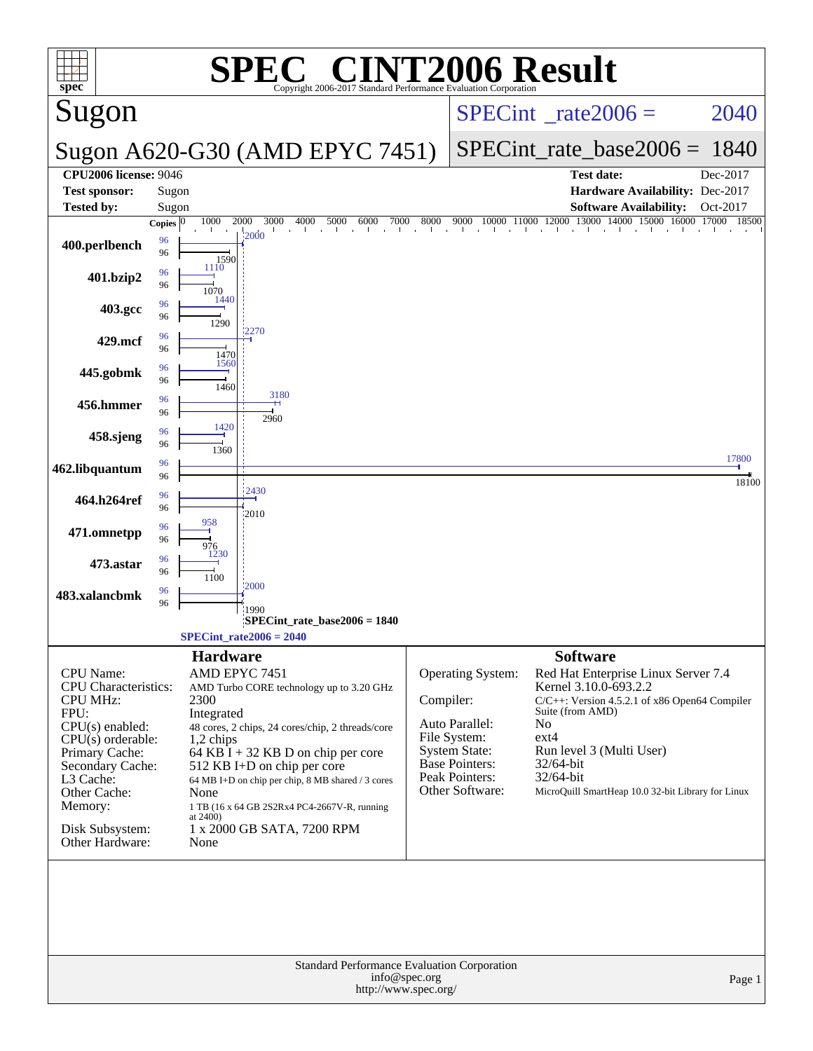# SPEC CINT2006 Result

Copyright 2006-2017 Standard Performance Evaluation Corporation

## Sugon

## Sugon A620-G30 (AMD EPYC 7451)

SPECint_rate2006 = 2040

SPECint_rate_base2006 = 1840

| | | | |
|---|---|---|---|
| **CPU2006 license:** | 9046 | **Test date:** | Dec-2017 |
| **Test sponsor:** | Sugon | **Hardware Availability:** | Dec-2017 |
| **Tested by:** | Sugon | **Software Availability:** | Oct-2017 |

| Benchmark | Copies (peak) | Peak | Copies (base) | Base |
|---|---|---|---|---|
| 400.perlbench | 96 | 2000 | 96 | 1590 |
| 401.bzip2 | 96 | 1110 | 96 | 1070 |
| 403.gcc | 96 | 1440 | 96 | 1290 |
| 429.mcf | 96 | 2270 | 96 | 1470 |
| 445.gobmk | 96 | 1560 | 96 | 1460 |
| 456.hmmer | 96 | 3180 | 96 | 2960 |
| 458.sjeng | 96 | 1420 | 96 | 1360 |
| 462.libquantum | 96 | 17800 | 96 | 18100 |
| 464.h264ref | 96 | 2430 | 96 | 2010 |
| 471.omnetpp | 96 | 958 | 96 | 976 |
| 473.astar | 96 | 1230 | 96 | 1100 |
| 483.xalancbmk | 96 | 2000 | 96 | 1990 |

SPECint_rate_base2006 = 1840

SPECint_rate2006 = 2040

## Hardware

| | |
|---|---|
| CPU Name: | AMD EPYC 7451 |
| CPU Characteristics: | AMD Turbo CORE technology up to 3.20 GHz |
| CPU MHz: | 2300 |
| FPU: | Integrated |
| CPU(s) enabled: | 48 cores, 2 chips, 24 cores/chip, 2 threads/core |
| CPU(s) orderable: | 1,2 chips |
| Primary Cache: | 64 KB I + 32 KB D on chip per core |
| Secondary Cache: | 512 KB I+D on chip per core |
| L3 Cache: | 64 MB I+D on chip per chip, 8 MB shared / 3 cores |
| Other Cache: | None |
| Memory: | 1 TB (16 x 64 GB 2S2Rx4 PC4-2667V-R, running at 2400) |
| Disk Subsystem: | 1 x 2000 GB SATA, 7200 RPM |
| Other Hardware: | None |

## Software

| | |
|---|---|
| Operating System: | Red Hat Enterprise Linux Server 7.4 Kernel 3.10.0-693.2.2 |
| Compiler: | C/C++: Version 4.5.2.1 of x86 Open64 Compiler Suite (from AMD) |
| Auto Parallel: | No |
| File System: | ext4 |
| System State: | Run level 3 (Multi User) |
| Base Pointers: | 32/64-bit |
| Peak Pointers: | 32/64-bit |
| Other Software: | MicroQuill SmartHeap 10.0 32-bit Library for Linux |

Standard Performance Evaluation Corporation
info@spec.org
http://www.spec.org/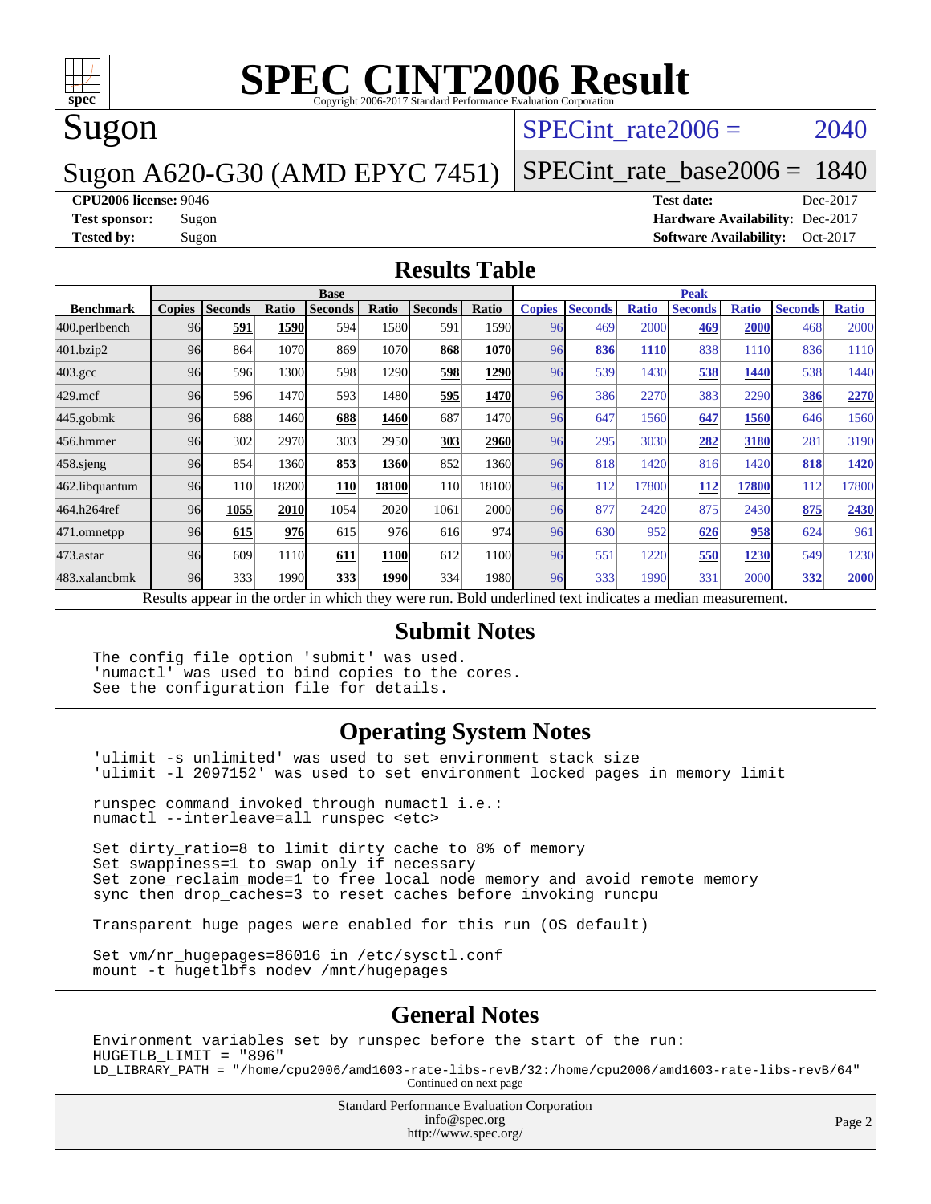# SPEC CINT2006 Result

Copyright 2006-2017 Standard Performance Evaluation Corporation

## Sugon

## Sugon A620-G30 (AMD EPYC 7451)

SPECint_rate2006 = 2040

SPECint_rate_base2006 = 1840

**CPU2006 license:** 9046

**Test sponsor:** Sugon

**Tested by:** Sugon

**Test date:** Dec-2017

**Hardware Availability:** Dec-2017

**Software Availability:** Oct-2017

## Results Table

| | Base | | | | | | | Peak | | | | | | |
|---|---|---|---|---|---|---|---|---|---|---|---|---|---|---|
| **Benchmark** | **Copies** | **Seconds** | **Ratio** | **Seconds** | **Ratio** | **Seconds** | **Ratio** | **Copies** | **Seconds** | **Ratio** | **Seconds** | **Ratio** | **Seconds** | **Ratio** |
| 400.perlbench | 96 | **591** | **1590** | 594 | 1580 | 591 | 1590 | 96 | 469 | 2000 | **469** | **2000** | 468 | 2000 |
| 401.bzip2 | 96 | 864 | 1070 | 869 | 1070 | **868** | **1070** | 96 | **836** | **1110** | 838 | 1110 | 836 | 1110 |
| 403.gcc | 96 | 596 | 1300 | 598 | 1290 | **598** | **1290** | 96 | 539 | 1430 | **538** | **1440** | 538 | 1440 |
| 429.mcf | 96 | 596 | 1470 | 593 | 1480 | **595** | **1470** | 96 | 386 | 2270 | 383 | 2290 | **386** | **2270** |
| 445.gobmk | 96 | 688 | 1460 | **688** | **1460** | 687 | 1470 | 96 | 647 | 1560 | **647** | **1560** | 646 | 1560 |
| 456.hmmer | 96 | 302 | 2970 | 303 | 2950 | **303** | **2960** | 96 | 295 | 3030 | **282** | **3180** | 281 | 3190 |
| 458.sjeng | 96 | 854 | 1360 | **853** | **1360** | 852 | 1360 | 96 | 818 | 1420 | 816 | 1420 | **818** | **1420** |
| 462.libquantum | 96 | 110 | 18200 | **110** | **18100** | 110 | 18100 | 96 | 112 | 17800 | **112** | **17800** | 112 | 17800 |
| 464.h264ref | 96 | **1055** | **2010** | 1054 | 2020 | 1061 | 2000 | 96 | 877 | 2420 | 875 | 2430 | **875** | **2430** |
| 471.omnetpp | 96 | **615** | **976** | 615 | 976 | 616 | 974 | 96 | 630 | 952 | **626** | **958** | 624 | 961 |
| 473.astar | 96 | 609 | 1110 | **611** | **1100** | 612 | 1100 | 96 | 551 | 1220 | **550** | **1230** | 549 | 1230 |
| 483.xalancbmk | 96 | 333 | 1990 | **333** | **1990** | 334 | 1980 | 96 | 333 | 1990 | 331 | 2000 | **332** | **2000** |

Results appear in the order in which they were run. Bold underlined text indicates a median measurement.

## Submit Notes

```
The config file option 'submit' was used.
'numactl' was used to bind copies to the cores.
See the configuration file for details.
```

## Operating System Notes

```
'ulimit -s unlimited' was used to set environment stack size
'ulimit -l 2097152' was used to set environment locked pages in memory limit

runspec command invoked through numactl i.e.:
numactl --interleave=all runspec <etc>

Set dirty_ratio=8 to limit dirty cache to 8% of memory
Set swappiness=1 to swap only if necessary
Set zone_reclaim_mode=1 to free local node memory and avoid remote memory
sync then drop_caches=3 to reset caches before invoking runcpu

Transparent huge pages were enabled for this run (OS default)

Set vm/nr_hugepages=86016 in /etc/sysctl.conf
mount -t hugetlbfs nodev /mnt/hugepages
```

## General Notes

```
Environment variables set by runspec before the start of the run:
HUGETLB_LIMIT = "896"
LD_LIBRARY_PATH = "/home/cpu2006/amd1603-rate-libs-revB/32:/home/cpu2006/amd1603-rate-libs-revB/64"
```

Continued on next page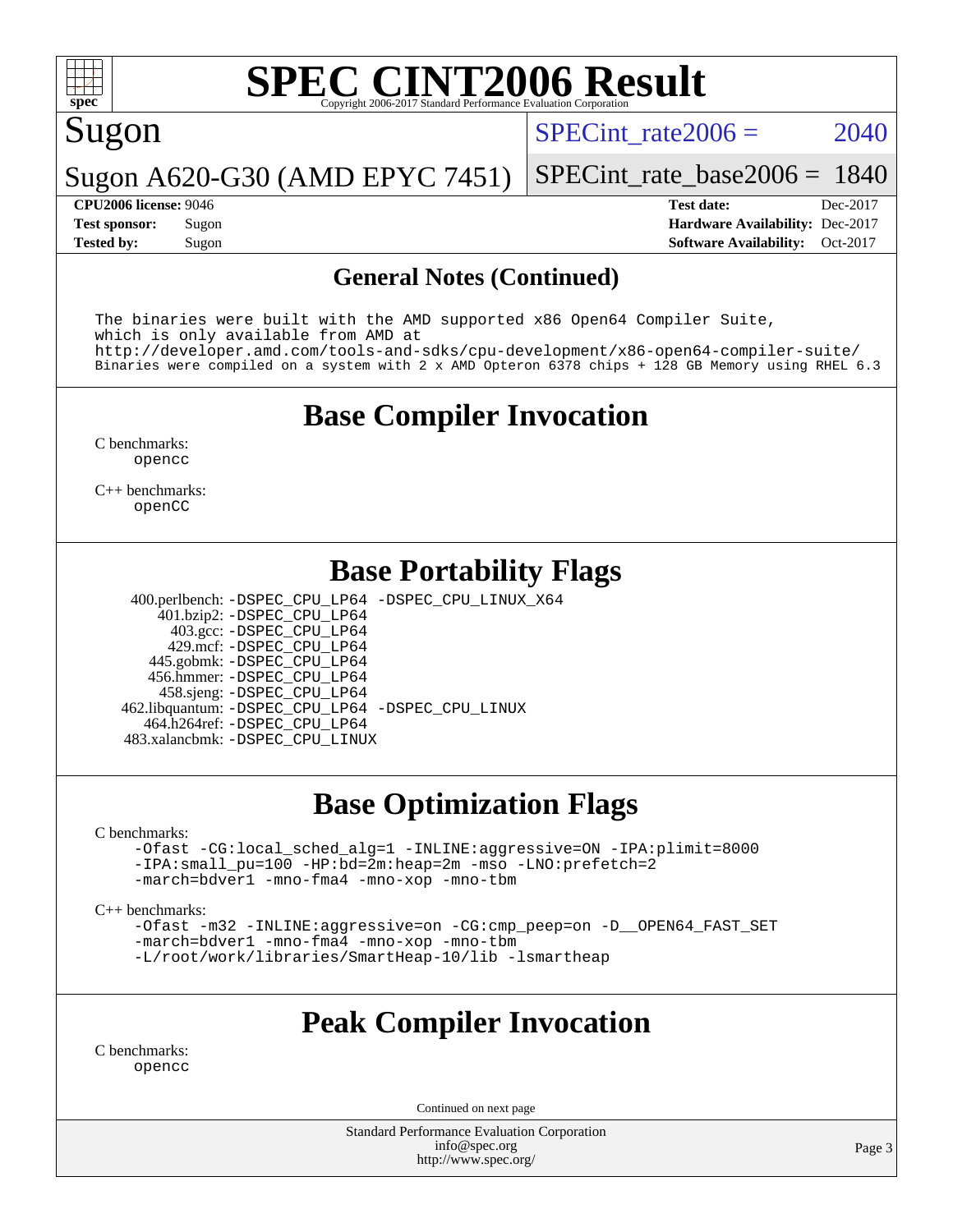# SPEC CINT2006 Result

Copyright 2006-2017 Standard Performance Evaluation Corporation

Sugon

Sugon A620-G30 (AMD EPYC 7451)

SPECint_rate2006 = 2040

SPECint_rate_base2006 = 1840

**CPU2006 license:** 9046
**Test sponsor:** Sugon
**Tested by:** Sugon

**Test date:** Dec-2017
**Hardware Availability:** Dec-2017
**Software Availability:** Oct-2017

## General Notes (Continued)

```
The binaries were built with the AMD supported x86 Open64 Compiler Suite,
which is only available from AMD at
http://developer.amd.com/tools-and-sdks/cpu-development/x86-open64-compiler-suite/
Binaries were compiled on a system with 2 x AMD Opteron 6378 chips + 128 GB Memory using RHEL 6.3
```

## Base Compiler Invocation

C benchmarks:
 opencc

C++ benchmarks:
 openCC

## Base Portability Flags

400.perlbench: -DSPEC_CPU_LP64 -DSPEC_CPU_LINUX_X64
401.bzip2: -DSPEC_CPU_LP64
403.gcc: -DSPEC_CPU_LP64
429.mcf: -DSPEC_CPU_LP64
445.gobmk: -DSPEC_CPU_LP64
456.hmmer: -DSPEC_CPU_LP64
458.sjeng: -DSPEC_CPU_LP64
462.libquantum: -DSPEC_CPU_LP64 -DSPEC_CPU_LINUX
464.h264ref: -DSPEC_CPU_LP64
483.xalancbmk: -DSPEC_CPU_LINUX

## Base Optimization Flags

C benchmarks:
 -Ofast -CG:local_sched_alg=1 -INLINE:aggressive=ON -IPA:plimit=8000
 -IPA:small_pu=100 -HP:bd=2m:heap=2m -mso -LNO:prefetch=2
 -march=bdver1 -mno-fma4 -mno-xop -mno-tbm

C++ benchmarks:
 -Ofast -m32 -INLINE:aggressive=on -CG:cmp_peep=on -D__OPEN64_FAST_SET
 -march=bdver1 -mno-fma4 -mno-xop -mno-tbm
 -L/root/work/libraries/SmartHeap-10/lib -lsmartheap

## Peak Compiler Invocation

C benchmarks:
 opencc

Continued on next page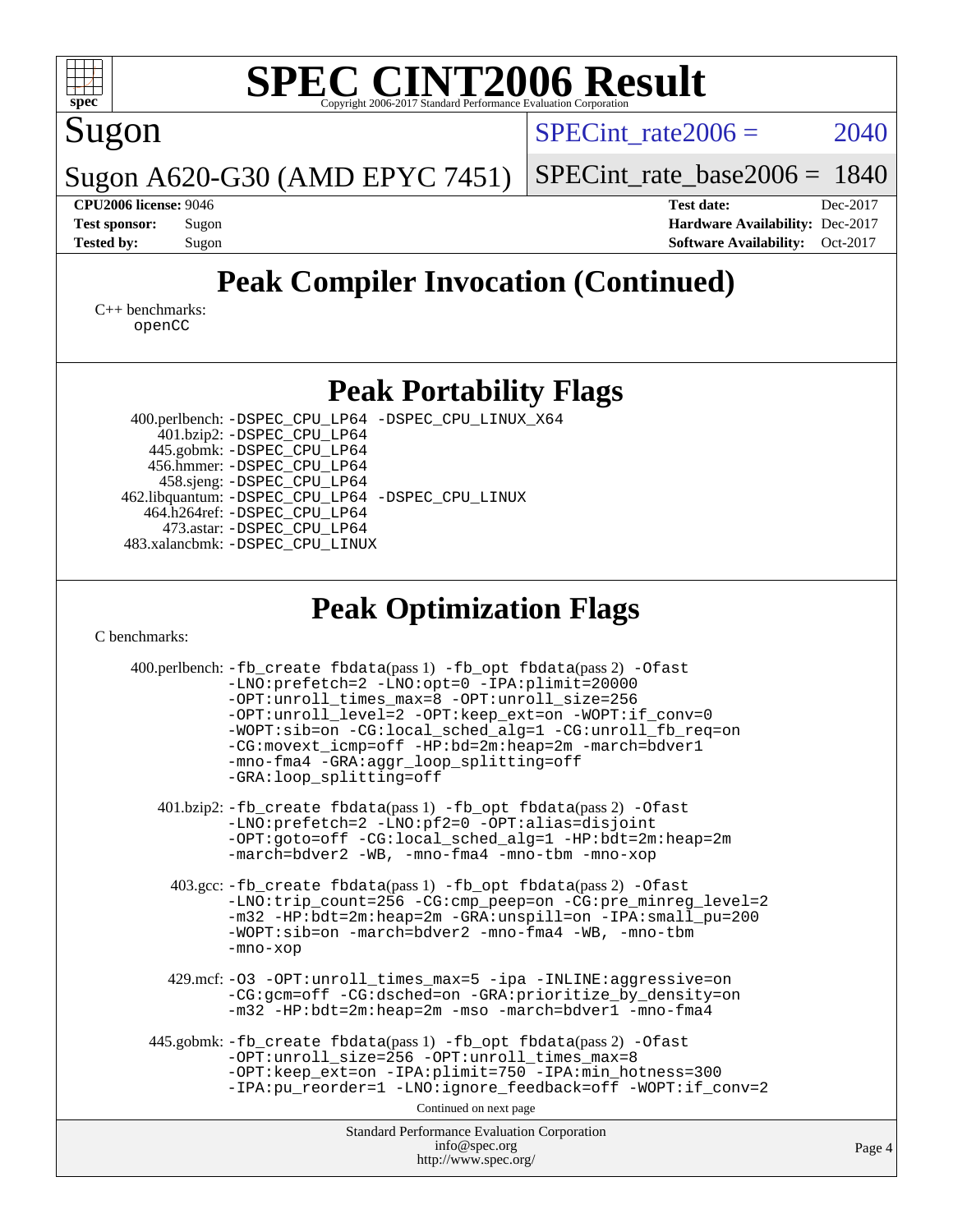# SPEC CINT2006 Result

Sugon

Sugon A620-G30 (AMD EPYC 7451)

SPECint_rate2006 = 2040

SPECint_rate_base2006 = 1840

**CPU2006 license:** 9046
**Test sponsor:** Sugon
**Tested by:** Sugon

**Test date:** Dec-2017
**Hardware Availability:** Dec-2017
**Software Availability:** Oct-2017

## Peak Compiler Invocation (Continued)

C++ benchmarks:
openCC

## Peak Portability Flags

400.perlbench: -DSPEC_CPU_LP64 -DSPEC_CPU_LINUX_X64
401.bzip2: -DSPEC_CPU_LP64
445.gobmk: -DSPEC_CPU_LP64
456.hmmer: -DSPEC_CPU_LP64
458.sjeng: -DSPEC_CPU_LP64
462.libquantum: -DSPEC_CPU_LP64 -DSPEC_CPU_LINUX
464.h264ref: -DSPEC_CPU_LP64
473.astar: -DSPEC_CPU_LP64
483.xalancbmk: -DSPEC_CPU_LINUX

## Peak Optimization Flags

C benchmarks:

400.perlbench: -fb_create fbdata(pass 1) -fb_opt fbdata(pass 2) -Ofast -LNO:prefetch=2 -LNO:opt=0 -IPA:plimit=20000 -OPT:unroll_times_max=8 -OPT:unroll_size=256 -OPT:unroll_level=2 -OPT:keep_ext=on -WOPT:if_conv=0 -WOPT:sib=on -CG:local_sched_alg=1 -CG:unroll_fb_req=on -CG:movext_icmp=off -HP:bd=2m:heap=2m -march=bdver1 -mno-fma4 -GRA:aggr_loop_splitting=off -GRA:loop_splitting=off

401.bzip2: -fb_create fbdata(pass 1) -fb_opt fbdata(pass 2) -Ofast -LNO:prefetch=2 -LNO:pf2=0 -OPT:alias=disjoint -OPT:goto=off -CG:local_sched_alg=1 -HP:bdt=2m:heap=2m -march=bdver2 -WB, -mno-fma4 -mno-tbm -mno-xop

403.gcc: -fb_create fbdata(pass 1) -fb_opt fbdata(pass 2) -Ofast -LNO:trip_count=256 -CG:cmp_peep=on -CG:pre_minreg_level=2 -m32 -HP:bdt=2m:heap=2m -GRA:unspill=on -IPA:small_pu=200 -WOPT:sib=on -march=bdver2 -mno-fma4 -WB, -mno-tbm -mno-xop

429.mcf: -O3 -OPT:unroll_times_max=5 -ipa -INLINE:aggressive=on -CG:gcm=off -CG:dsched=on -GRA:prioritize_by_density=on -m32 -HP:bdt=2m:heap=2m -mso -march=bdver1 -mno-fma4

445.gobmk: -fb_create fbdata(pass 1) -fb_opt fbdata(pass 2) -Ofast -OPT:unroll_size=256 -OPT:unroll_times_max=8 -OPT:keep_ext=on -IPA:plimit=750 -IPA:min_hotness=300 -IPA:pu_reorder=1 -LNO:ignore_feedback=off -WOPT:if_conv=2

Continued on next page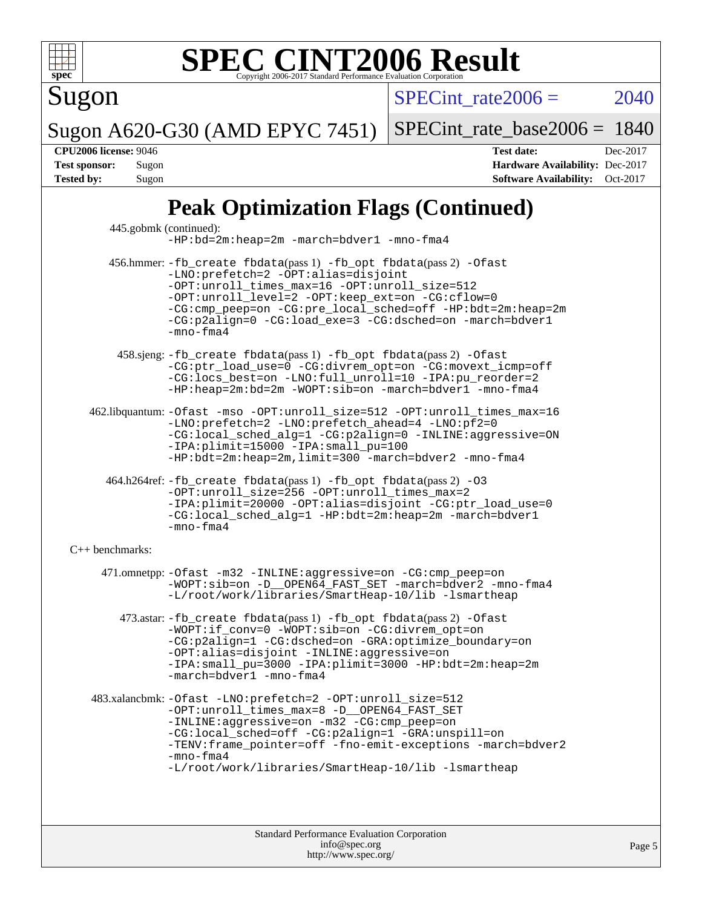# Peak Optimization Flags (Continued)

445.gobmk (continued):
-HP:bd=2m:heap=2m -march=bdver1 -mno-fma4

456.hmmer: -fb_create fbdata(pass 1) -fb_opt fbdata(pass 2) -Ofast -LNO:prefetch=2 -OPT:alias=disjoint -OPT:unroll_times_max=16 -OPT:unroll_size=512 -OPT:unroll_level=2 -OPT:keep_ext=on -CG:cflow=0 -CG:cmp_peep=on -CG:pre_local_sched=off -HP:bdt=2m:heap=2m -CG:p2align=0 -CG:load_exe=3 -CG:dsched=on -march=bdver1 -mno-fma4

458.sjeng: -fb_create fbdata(pass 1) -fb_opt fbdata(pass 2) -Ofast -CG:ptr_load_use=0 -CG:divrem_opt=on -CG:movext_icmp=off -CG:locs_best=on -LNO:full_unroll=10 -IPA:pu_reorder=2 -HP:heap=2m:bd=2m -WOPT:sib=on -march=bdver1 -mno-fma4

462.libquantum: -Ofast -mso -OPT:unroll_size=512 -OPT:unroll_times_max=16 -LNO:prefetch=2 -LNO:prefetch_ahead=4 -LNO:pf2=0 -CG:local_sched_alg=1 -CG:p2align=0 -INLINE:aggressive=ON -IPA:plimit=15000 -IPA:small_pu=100 -HP:bdt=2m:heap=2m,limit=300 -march=bdver2 -mno-fma4

464.h264ref: -fb_create fbdata(pass 1) -fb_opt fbdata(pass 2) -O3 -OPT:unroll_size=256 -OPT:unroll_times_max=2 -IPA:plimit=20000 -OPT:alias=disjoint -CG:ptr_load_use=0 -CG:local_sched_alg=1 -HP:bdt=2m:heap=2m -march=bdver1 -mno-fma4

C++ benchmarks:

471.omnetpp: -Ofast -m32 -INLINE:aggressive=on -CG:cmp_peep=on -WOPT:sib=on -D__OPEN64_FAST_SET -march=bdver2 -mno-fma4 -L/root/work/libraries/SmartHeap-10/lib -lsmartheap

473.astar: -fb_create fbdata(pass 1) -fb_opt fbdata(pass 2) -Ofast -WOPT:if_conv=0 -WOPT:sib=on -CG:divrem_opt=on -CG:p2align=1 -CG:dsched=on -GRA:optimize_boundary=on -OPT:alias=disjoint -INLINE:aggressive=on -IPA:small_pu=3000 -IPA:plimit=3000 -HP:bdt=2m:heap=2m -march=bdver1 -mno-fma4

483.xalancbmk: -Ofast -LNO:prefetch=2 -OPT:unroll_size=512 -OPT:unroll_times_max=8 -D__OPEN64_FAST_SET -INLINE:aggressive=on -m32 -CG:cmp_peep=on -CG:local_sched=off -CG:p2align=1 -GRA:unspill=on -TENV:frame_pointer=off -fno-emit-exceptions -march=bdver2 -mno-fma4 -L/root/work/libraries/SmartHeap-10/lib -lsmartheap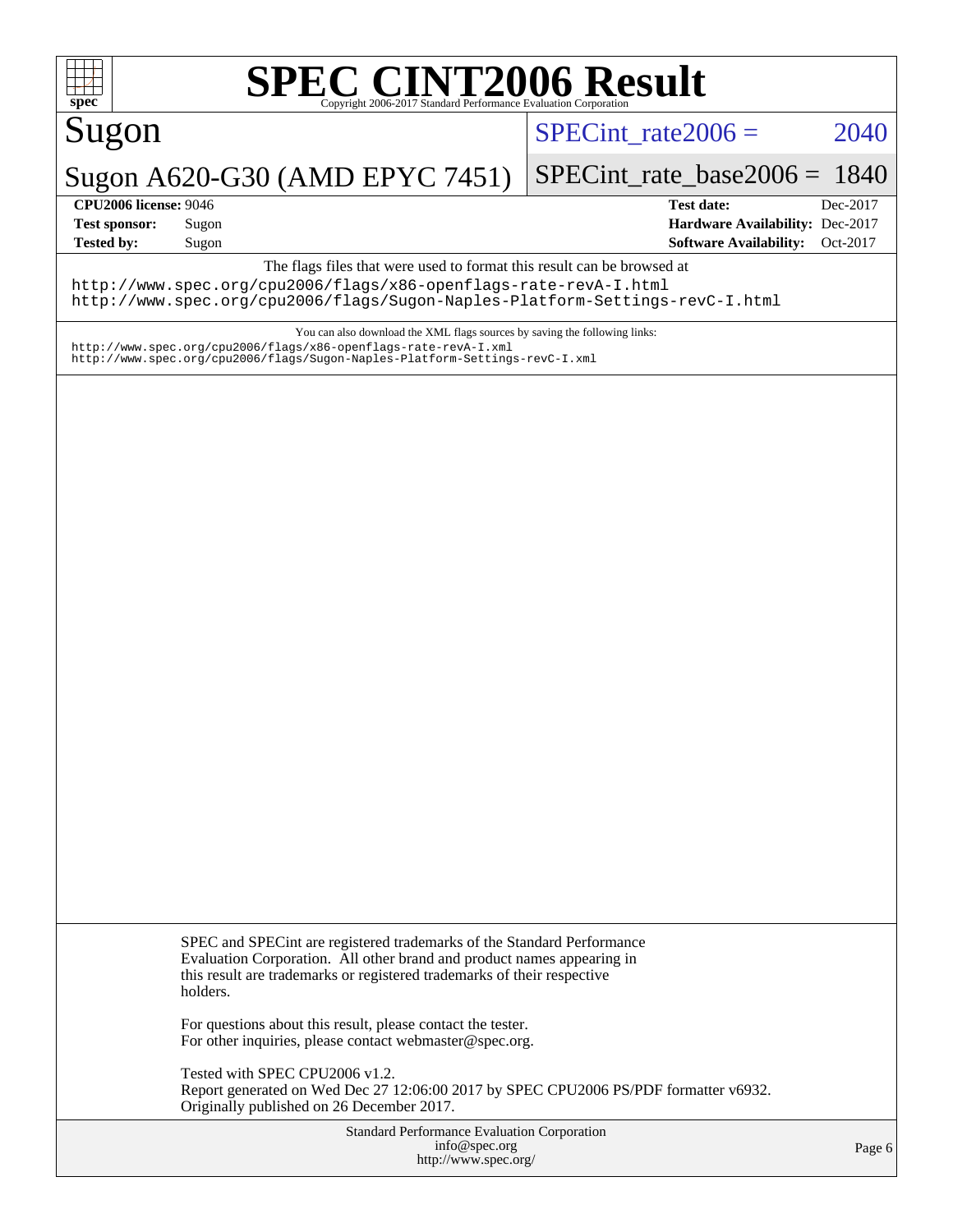# SPEC CINT2006 Result

Copyright 2006-2017 Standard Performance Evaluation Corporation

**Sugon**

**Sugon A620-G30 (AMD EPYC 7451)**

SPECint_rate2006 = 2040

SPECint_rate_base2006 = 1840

| | | | |
|---|---|---|---|
| **CPU2006 license:** | 9046 | **Test date:** | Dec-2017 |
| **Test sponsor:** | Sugon | **Hardware Availability:** | Dec-2017 |
| **Tested by:** | Sugon | **Software Availability:** | Oct-2017 |

The flags files that were used to format this result can be browsed at

http://www.spec.org/cpu2006/flags/x86-openflags-rate-revA-I.html
http://www.spec.org/cpu2006/flags/Sugon-Naples-Platform-Settings-revC-I.html

You can also download the XML flags sources by saving the following links:

http://www.spec.org/cpu2006/flags/x86-openflags-rate-revA-I.xml
http://www.spec.org/cpu2006/flags/Sugon-Naples-Platform-Settings-revC-I.xml

SPEC and SPECint are registered trademarks of the Standard Performance Evaluation Corporation. All other brand and product names appearing in this result are trademarks or registered trademarks of their respective holders.

For questions about this result, please contact the tester.
For other inquiries, please contact webmaster@spec.org.

Tested with SPEC CPU2006 v1.2.
Report generated on Wed Dec 27 12:06:00 2017 by SPEC CPU2006 PS/PDF formatter v6932.
Originally published on 26 December 2017.

Standard Performance Evaluation Corporation
info@spec.org
http://www.spec.org/